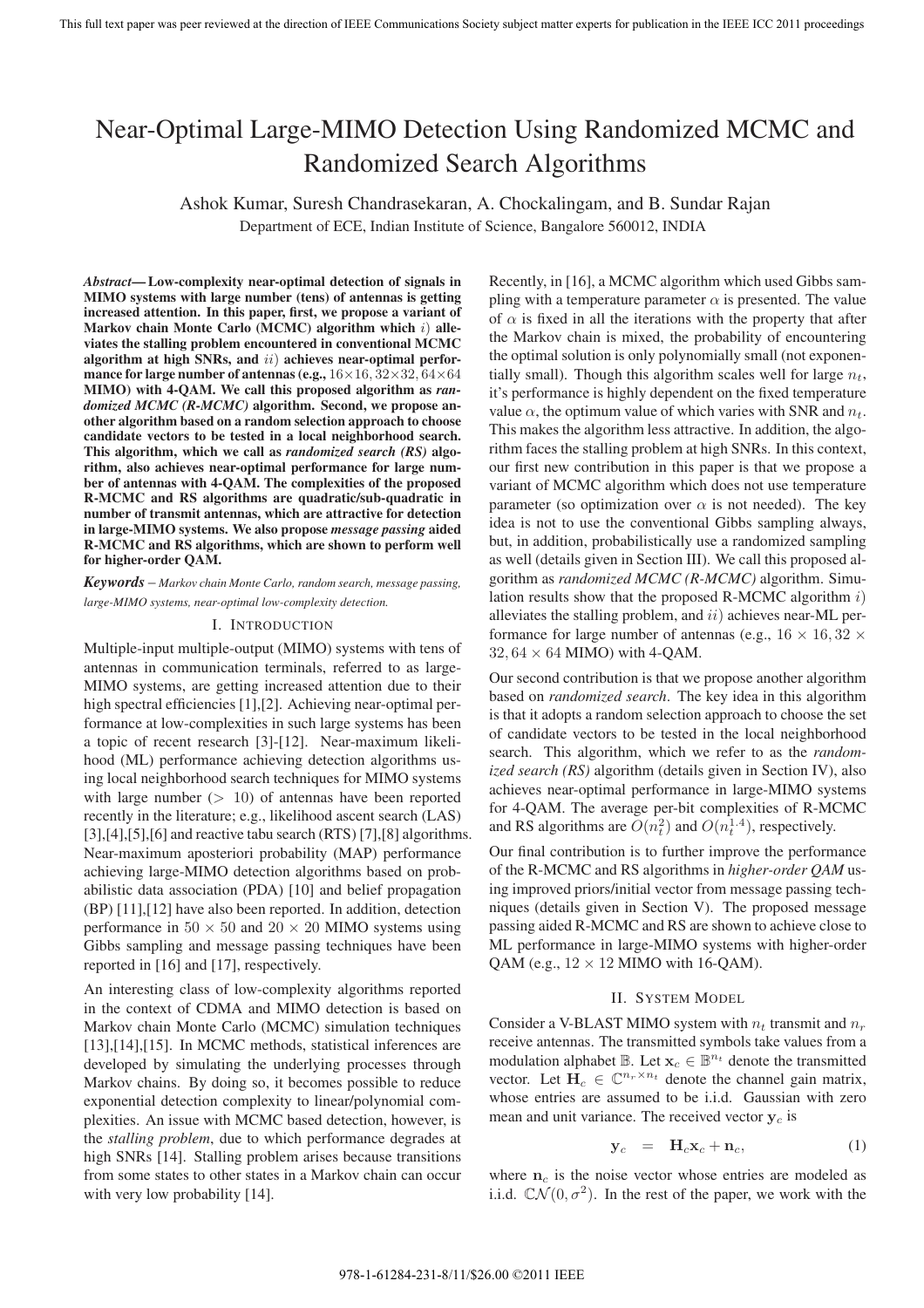# Near-Optimal Large-MIMO Detection Using Randomized MCMC and Randomized Search Algorithms

Ashok Kumar, Suresh Chandrasekaran, A. Chockalingam, and B. Sundar Rajan

Department of ECE, Indian Institute of Science, Bangalore 560012, INDIA

***Abstract*— Low-complexity near-optimal detection of signals in MIMO systems with large number (tens) of antennas is getting increased attention. In this paper, first, we propose a variant of Markov chain Monte Carlo (MCMC) algorithm which $i$) alleviates the stalling problem encountered in conventional MCMC algorithm at high SNRs, and $ii$) achieves near-optimal performance for large number of antennas (e.g., $16\times16, 32\times32, 64\times64$ MIMO) with 4-QAM. We call this proposed algorithm as *randomized MCMC (R-MCMC)* algorithm. Second, we propose another algorithm based on a random selection approach to choose candidate vectors to be tested in a local neighborhood search. This algorithm, which we call as *randomized search (RS)* algorithm, also achieves near-optimal performance for large number of antennas with 4-QAM. The complexities of the proposed R-MCMC and RS algorithms are quadratic/sub-quadratic in number of transmit antennas, which are attractive for detection in large-MIMO systems. We also propose *message passing* aided R-MCMC and RS algorithms, which are shown to perform well for higher-order QAM.**

***Keywords*** *– Markov chain Monte Carlo, random search, message passing, large-MIMO systems, near-optimal low-complexity detection.*

## I. Introduction

Multiple-input multiple-output (MIMO) systems with tens of antennas in communication terminals, referred to as large-MIMO systems, are getting increased attention due to their high spectral efficiencies [1],[2]. Achieving near-optimal performance at low-complexities in such large systems has been a topic of recent research [3]-[12]. Near-maximum likelihood (ML) performance achieving detection algorithms using local neighborhood search techniques for MIMO systems with large number ($>10$) of antennas have been reported recently in the literature; e.g., likelihood ascent search (LAS) [3],[4],[5],[6] and reactive tabu search (RTS) [7],[8] algorithms. Near-maximum aposteriori probability (MAP) performance achieving large-MIMO detection algorithms based on probabilistic data association (PDA) [10] and belief propagation (BP) [11],[12] have also been reported. In addition, detection performance in $50\times50$ and $20\times20$ MIMO systems using Gibbs sampling and message passing techniques have been reported in [16] and [17], respectively.

An interesting class of low-complexity algorithms reported in the context of CDMA and MIMO detection is based on Markov chain Monte Carlo (MCMC) simulation techniques [13],[14],[15]. In MCMC methods, statistical inferences are developed by simulating the underlying processes through Markov chains. By doing so, it becomes possible to reduce exponential detection complexity to linear/polynomial complexities. An issue with MCMC based detection, however, is the *stalling problem*, due to which performance degrades at high SNRs [14]. Stalling problem arises because transitions from some states to other states in a Markov chain can occur with very low probability [14].

Recently, in [16], a MCMC algorithm which used Gibbs sampling with a temperature parameter $\alpha$ is presented. The value of $\alpha$ is fixed in all the iterations with the property that after the Markov chain is mixed, the probability of encountering the optimal solution is only polynomially small (not exponentially small). Though this algorithm scales well for large $n_t$, it's performance is highly dependent on the fixed temperature value $\alpha$, the optimum value of which varies with SNR and $n_t$. This makes the algorithm less attractive. In addition, the algorithm faces the stalling problem at high SNRs. In this context, our first new contribution in this paper is that we propose a variant of MCMC algorithm which does not use temperature parameter (so optimization over $\alpha$ is not needed). The key idea is not to use the conventional Gibbs sampling always, but, in addition, probabilistically use a randomized sampling as well (details given in Section III). We call this proposed algorithm as *randomized MCMC (R-MCMC)* algorithm. Simulation results show that the proposed R-MCMC algorithm $i$) alleviates the stalling problem, and $ii$) achieves near-ML performance for large number of antennas (e.g., $16\times16, 32\times32, 64\times64$ MIMO) with 4-QAM.

Our second contribution is that we propose another algorithm based on *randomized search*. The key idea in this algorithm is that it adopts a random selection approach to choose the set of candidate vectors to be tested in the local neighborhood search. This algorithm, which we refer to as the *randomized search (RS)* algorithm (details given in Section IV), also achieves near-optimal performance in large-MIMO systems for 4-QAM. The average per-bit complexities of R-MCMC and RS algorithms are $O(n_t^2)$ and $O(n_t^{1.4})$, respectively.

Our final contribution is to further improve the performance of the R-MCMC and RS algorithms in *higher-order QAM* using improved priors/initial vector from message passing techniques (details given in Section V). The proposed message passing aided R-MCMC and RS are shown to achieve close to ML performance in large-MIMO systems with higher-order QAM (e.g., $12\times12$ MIMO with 16-QAM).

## II. System Model

Consider a V-BLAST MIMO system with $n_t$ transmit and $n_r$ receive antennas. The transmitted symbols take values from a modulation alphabet $\mathbb{B}$. Let $\mathbf{x}_c \in \mathbb{B}^{n_t}$ denote the transmitted vector. Let $\mathbf{H}_c \in \mathbb{C}^{n_r\times n_t}$ denote the channel gain matrix, whose entries are assumed to be i.i.d. Gaussian with zero mean and unit variance. The received vector $\mathbf{y}_c$ is

$$\mathbf{y}_c \;=\; \mathbf{H}_c\mathbf{x}_c + \mathbf{n}_c, \tag{1}$$

where $\mathbf{n}_c$ is the noise vector whose entries are modeled as i.i.d. $\mathbb{C}\mathcal{N}(0,\sigma^2)$. In the rest of the paper, we work with the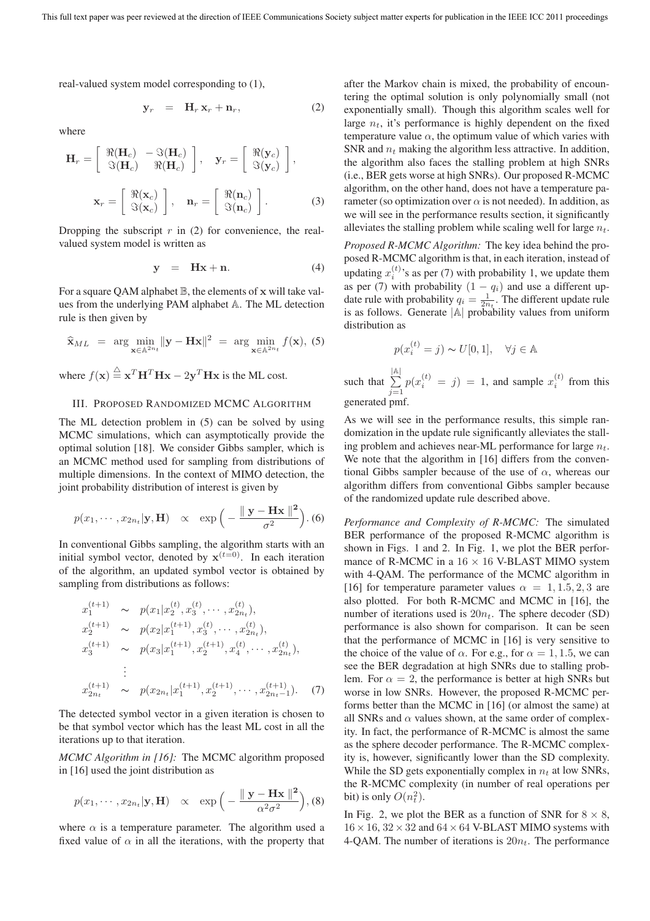real-valued system model corresponding to (1),

$$\mathbf{y}_r \;\; = \;\; \mathbf{H}_r\,\mathbf{x}_r + \mathbf{n}_r, \qquad (2)$$

where

$$\mathbf{H}_r = \left[\begin{array}{cc} \Re(\mathbf{H}_c) & -\Im(\mathbf{H}_c) \\ \Im(\mathbf{H}_c) & \Re(\mathbf{H}_c) \end{array}\right], \quad \mathbf{y}_r = \left[\begin{array}{c} \Re(\mathbf{y}_c) \\ \Im(\mathbf{y}_c) \end{array}\right],$$

$$\mathbf{x}_r = \left[\begin{array}{c} \Re(\mathbf{x}_c) \\ \Im(\mathbf{x}_c) \end{array}\right], \quad \mathbf{n}_r = \left[\begin{array}{c} \Re(\mathbf{n}_c) \\ \Im(\mathbf{n}_c) \end{array}\right]. \qquad (3)$$

Dropping the subscript $r$ in (2) for convenience, the real-valued system model is written as

$$\mathbf{y} \;\; = \;\; \mathbf{H}\mathbf{x} + \mathbf{n}. \qquad (4)$$

For a square QAM alphabet $\mathbb{B}$, the elements of $\mathbf{x}$ will take values from the underlying PAM alphabet $\mathbb{A}$. The ML detection rule is then given by

$$\widehat{\mathbf{x}}_{ML} \;\; = \;\; \arg\min_{\mathbf{x}\in\mathbb{A}^{2n_t}} \|\mathbf{y}-\mathbf{H}\mathbf{x}\|^2 \;\; = \;\; \arg\min_{\mathbf{x}\in\mathbb{A}^{2n_t}} f(\mathbf{x}), \; (5)$$

where $f(\mathbf{x}) \stackrel{\triangle}{=} \mathbf{x}^T\mathbf{H}^T\mathbf{H}\mathbf{x} - 2\mathbf{y}^T\mathbf{H}\mathbf{x}$ is the ML cost.

## III. Proposed Randomized MCMC Algorithm

The ML detection problem in (5) can be solved by using MCMC simulations, which can asymptotically provide the optimal solution [18]. We consider Gibbs sampler, which is an MCMC method used for sampling from distributions of multiple dimensions. In the context of MIMO detection, the joint probability distribution of interest is given by

$$p(x_1,\cdots,x_{2n_t}|\mathbf{y},\mathbf{H}) \;\;\propto\;\; \exp\Big(-\frac{\|\,\mathbf{y}-\mathbf{H}\mathbf{x}\,\|^2}{\sigma^2}\Big). \; (6)$$

In conventional Gibbs sampling, the algorithm starts with an initial symbol vector, denoted by $\mathbf{x}^{(t=0)}$. In each iteration of the algorithm, an updated symbol vector is obtained by sampling from distributions as follows:

$$\begin{aligned}
x_1^{(t+1)} &\sim p(x_1|x_2^{(t)},x_3^{(t)},\cdots,x_{2n_t}^{(t)}),\\
x_2^{(t+1)} &\sim p(x_2|x_1^{(t+1)},x_3^{(t)},\cdots,x_{2n_t}^{(t)}),\\
x_3^{(t+1)} &\sim p(x_3|x_1^{(t+1)},x_2^{(t+1)},x_4^{(t)},\cdots,x_{2n_t}^{(t)}),\\
&\;\;\vdots\\
x_{2n_t}^{(t+1)} &\sim p(x_{2n_t}|x_1^{(t+1)},x_2^{(t+1)},\cdots,x_{2n_t-1}^{(t+1)}). \qquad (7)
\end{aligned}$$

The detected symbol vector in a given iteration is chosen to be that symbol vector which has the least ML cost in all the iterations up to that iteration.

*MCMC Algorithm in [16]:* The MCMC algorithm proposed in [16] used the joint distribution as

$$p(x_1,\cdots,x_{2n_t}|\mathbf{y},\mathbf{H}) \;\;\propto\;\; \exp\Big(-\frac{\|\,\mathbf{y}-\mathbf{H}\mathbf{x}\,\|^2}{\alpha^2\sigma^2}\Big), \; (8)$$

where $\alpha$ is a temperature parameter. The algorithm used a fixed value of $\alpha$ in all the iterations, with the property that after the Markov chain is mixed, the probability of encountering the optimal solution is only polynomially small (not exponentially small). Though this algorithm scales well for large $n_t$, it's performance is highly dependent on the fixed temperature value $\alpha$, the optimum value of which varies with SNR and $n_t$ making the algorithm less attractive. In addition, the algorithm also faces the stalling problem at high SNRs (i.e., BER gets worse at high SNRs). Our proposed R-MCMC algorithm, on the other hand, does not have a temperature parameter (so optimization over $\alpha$ is not needed). In addition, as we will see in the performance results section, it significantly alleviates the stalling problem while scaling well for large $n_t$.

*Proposed R-MCMC Algorithm:* The key idea behind the proposed R-MCMC algorithm is that, in each iteration, instead of updating $x_i^{(t)}$'s as per (7) with probability 1, we update them as per (7) with probability $(1-q_i)$ and use a different update rule with probability $q_i = \frac{1}{2n_t}$. The different update rule is as follows. Generate $|\mathbb{A}|$ probability values from uniform distribution as

$$p(x_i^{(t)}=j) \sim U[0,1], \quad \forall j \in \mathbb{A}$$

such that $\sum_{j=1}^{|\mathbb{A}|} p(x_i^{(t)}=j) = 1$, and sample $x_i^{(t)}$ from this generated pmf.

As we will see in the performance results, this simple randomization in the update rule significantly alleviates the stalling problem and achieves near-ML performance for large $n_t$. We note that the algorithm in [16] differs from the conventional Gibbs sampler because of the use of $\alpha$, whereas our algorithm differs from conventional Gibbs sampler because of the randomized update rule described above.

*Performance and Complexity of R-MCMC:* The simulated BER performance of the proposed R-MCMC algorithm is shown in Figs. 1 and 2. In Fig. 1, we plot the BER performance of R-MCMC in a $16\times16$ V-BLAST MIMO system with 4-QAM. The performance of the MCMC algorithm in [16] for temperature parameter values $\alpha = 1, 1.5, 2, 3$ are also plotted. For both R-MCMC and MCMC in [16], the number of iterations used is $20n_t$. The sphere decoder (SD) performance is also shown for comparison. It can be seen that the performance of MCMC in [16] is very sensitive to the choice of the value of $\alpha$. For e.g., for $\alpha = 1, 1.5$, we can see the BER degradation at high SNRs due to stalling problem. For $\alpha = 2$, the performance is better at high SNRs but worse in low SNRs. However, the proposed R-MCMC performs better than the MCMC in [16] (or almost the same) at all SNRs and $\alpha$ values shown, at the same order of complexity. In fact, the performance of R-MCMC is almost the same as the sphere decoder performance. The R-MCMC complexity is, however, significantly lower than the SD complexity. While the SD gets exponentially complex in $n_t$ at low SNRs, the R-MCMC complexity (in number of real operations per bit) is only $O(n_t^2)$.

In Fig. 2, we plot the BER as a function of SNR for $8\times8$, $16\times16$, $32\times32$ and $64\times64$ V-BLAST MIMO systems with 4-QAM. The number of iterations is $20n_t$. The performance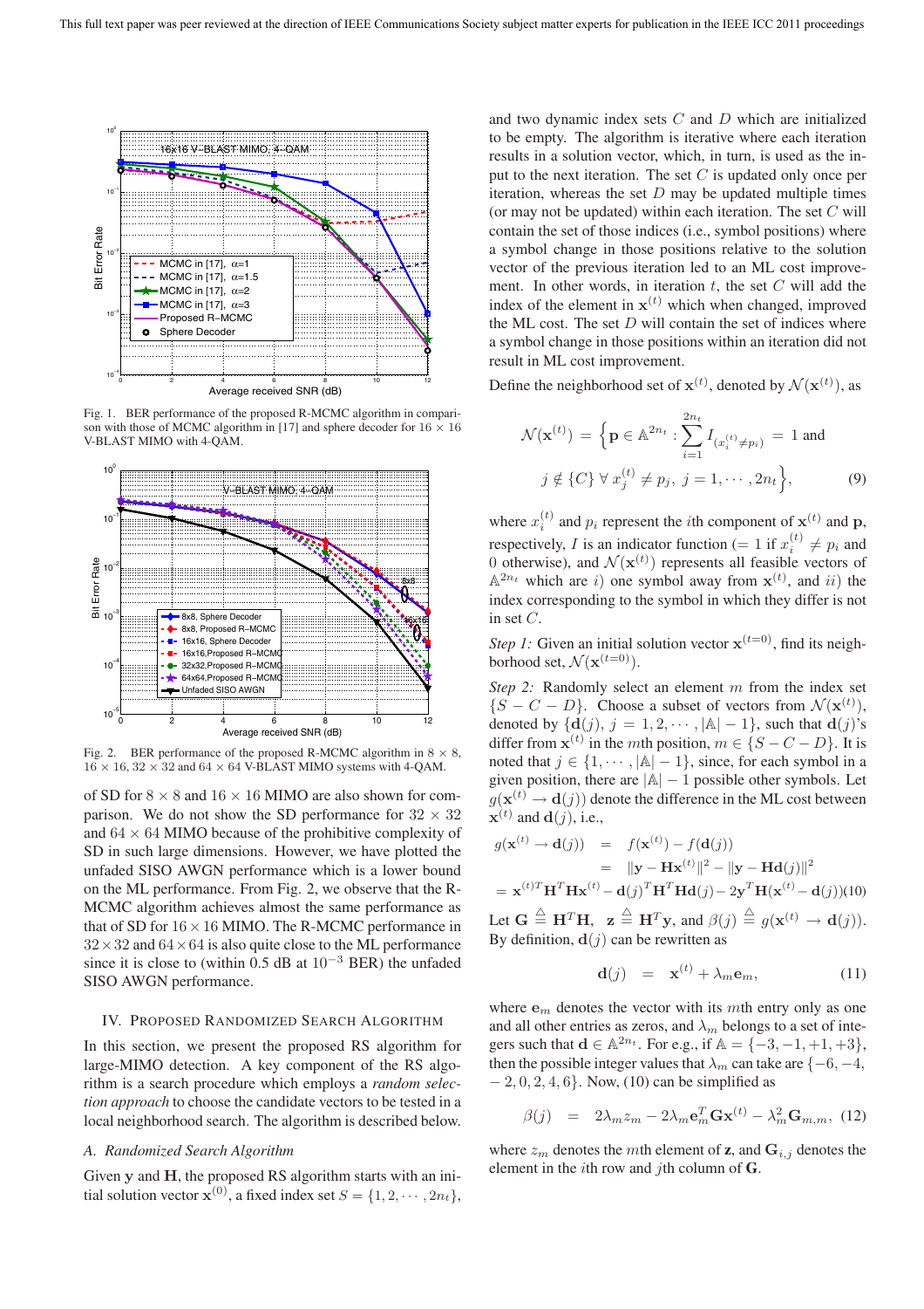Fig. 1. BER performance of the proposed R-MCMC algorithm in comparison with those of MCMC algorithm in [17] and sphere decoder for 16 × 16 V-BLAST MIMO with 4-QAM.

Fig. 2. BER performance of the proposed R-MCMC algorithm in 8 × 8, 16 × 16, 32 × 32 and 64 × 64 V-BLAST MIMO systems with 4-QAM.

of SD for 8 × 8 and 16 × 16 MIMO are also shown for comparison. We do not show the SD performance for 32 × 32 and 64 × 64 MIMO because of the prohibitive complexity of SD in such large dimensions. However, we have plotted the unfaded SISO AWGN performance which is a lower bound on the ML performance. From Fig. 2, we observe that the R-MCMC algorithm achieves almost the same performance as that of SD for 16 × 16 MIMO. The R-MCMC performance in 32 × 32 and 64 × 64 is also quite close to the ML performance since it is close to (within 0.5 dB at $10^{-3}$ BER) the unfaded SISO AWGN performance.

## IV. Proposed Randomized Search Algorithm

In this section, we present the proposed RS algorithm for large-MIMO detection. A key component of the RS algorithm is a search procedure which employs a *random selection approach* to choose the candidate vectors to be tested in a local neighborhood search. The algorithm is described below.

### A. Randomized Search Algorithm

Given $\mathbf{y}$ and $\mathbf{H}$, the proposed RS algorithm starts with an initial solution vector $\mathbf{x}^{(0)}$, a fixed index set $S = \{1, 2, \cdots, 2n_t\}$, and two dynamic index sets $C$ and $D$ which are initialized to be empty. The algorithm is iterative where each iteration results in a solution vector, which, in turn, is used as the input to the next iteration. The set $C$ is updated only once per iteration, whereas the set $D$ may be updated multiple times (or may not be updated) within each iteration. The set $C$ will contain the set of those indices (i.e., symbol positions) where a symbol change in those positions relative to the solution vector of the previous iteration led to an ML cost improvement. In other words, in iteration $t$, the set $C$ will add the index of the element in $\mathbf{x}^{(t)}$ which when changed, improved the ML cost. The set $D$ will contain the set of indices where a symbol change in those positions within an iteration did not result in ML cost improvement.

Define the neighborhood set of $\mathbf{x}^{(t)}$, denoted by $\mathcal{N}(\mathbf{x}^{(t)})$, as

$$\mathcal{N}(\mathbf{x}^{(t)}) = \Big\{ \mathbf{p} \in \mathbb{A}^{2n_t} : \sum_{i=1}^{2n_t} I_{(x_i^{(t)} \neq p_i)} = 1 \text{ and } j \notin \{C\} \; \forall \; x_j^{(t)} \neq p_j, \; j = 1, \cdots, 2n_t \Big\}, \tag{9}$$

where $x_i^{(t)}$ and $p_i$ represent the $i$th component of $\mathbf{x}^{(t)}$ and $\mathbf{p}$, respectively, $I$ is an indicator function (= 1 if $x_i^{(t)} \neq p_i$ and 0 otherwise), and $\mathcal{N}(\mathbf{x}^{(t)})$ represents all feasible vectors of $\mathbb{A}^{2n_t}$ which are $i)$ one symbol away from $\mathbf{x}^{(t)}$, and $ii)$ the index corresponding to the symbol in which they differ is not in set $C$.

*Step 1:* Given an initial solution vector $\mathbf{x}^{(t=0)}$, find its neighborhood set, $\mathcal{N}(\mathbf{x}^{(t=0)})$.

*Step 2:* Randomly select an element $m$ from the index set $\{S - C - D\}$. Choose a subset of vectors from $\mathcal{N}(\mathbf{x}^{(t)})$, denoted by $\{\mathbf{d}(j), \, j = 1, 2, \cdots, |\mathbb{A}| - 1\}$, such that $\mathbf{d}(j)$'s differ from $\mathbf{x}^{(t)}$ in the $m$th position, $m \in \{S - C - D\}$. It is noted that $j \in \{1, \cdots, |\mathbb{A}| - 1\}$, since, for each symbol in a given position, there are $|\mathbb{A}| - 1$ possible other symbols. Let $g(\mathbf{x}^{(t)} \rightarrow \mathbf{d}(j))$ denote the difference in the ML cost between $\mathbf{x}^{(t)}$ and $\mathbf{d}(j)$, i.e.,

$$\begin{aligned} g(\mathbf{x}^{(t)} \rightarrow \mathbf{d}(j)) &= f(\mathbf{x}^{(t)}) - f(\mathbf{d}(j)) \\ &= \|\mathbf{y} - \mathbf{H}\mathbf{x}^{(t)}\|^2 - \|\mathbf{y} - \mathbf{H}\mathbf{d}(j)\|^2 \\ &= \mathbf{x}^{(t)T}\mathbf{H}^T\mathbf{H}\mathbf{x}^{(t)} - \mathbf{d}(j)^T\mathbf{H}^T\mathbf{H}\mathbf{d}(j) - 2\mathbf{y}^T\mathbf{H}(\mathbf{x}^{(t)} - \mathbf{d}(j)) \end{aligned} \tag{10}$$

Let $\mathbf{G} \triangleq \mathbf{H}^T\mathbf{H}$, $\mathbf{z} \triangleq \mathbf{H}^T\mathbf{y}$, and $\beta(j) \triangleq g(\mathbf{x}^{(t)} \rightarrow \mathbf{d}(j))$. By definition, $\mathbf{d}(j)$ can be rewritten as

$$\mathbf{d}(j) = \mathbf{x}^{(t)} + \lambda_m \mathbf{e}_m, \tag{11}$$

where $\mathbf{e}_m$ denotes the vector with its $m$th entry only as one and all other entries as zeros, and $\lambda_m$ belongs to a set of integers such that $\mathbf{d} \in \mathbb{A}^{2n_t}$. For e.g., if $\mathbb{A} = \{-3, -1, +1, +3\}$, then the possible integer values that $\lambda_m$ can take are $\{-6, -4, -2, 0, 2, 4, 6\}$. Now, (10) can be simplified as

$$\beta(j) = 2\lambda_m z_m - 2\lambda_m \mathbf{e}_m^T \mathbf{G}\mathbf{x}^{(t)} - \lambda_m^2 \mathbf{G}_{m,m}, \tag{12}$$

where $z_m$ denotes the $m$th element of $\mathbf{z}$, and $\mathbf{G}_{i,j}$ denotes the element in the $i$th row and $j$th column of $\mathbf{G}$.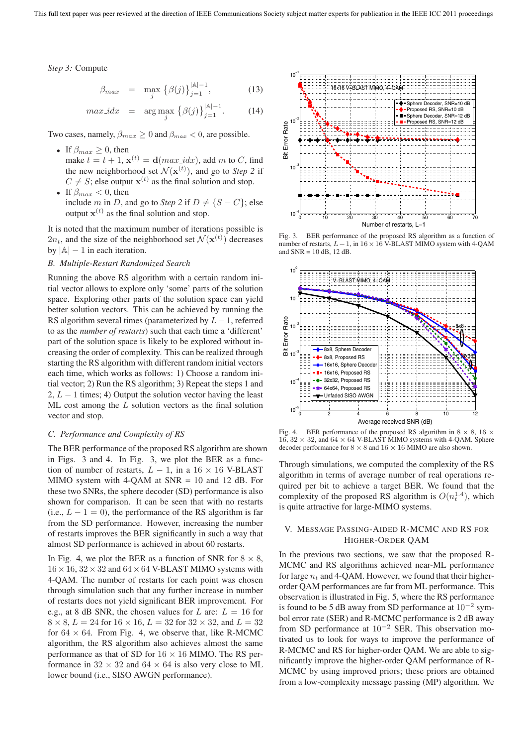*Step 3:* Compute

$$\beta_{max} = \max_{j} \left\{\beta(j)\right\}_{j=1}^{|\mathbb{A}|-1}, \tag{13}$$

$$max\_idx = \arg\max_{j} \left\{\beta(j)\right\}_{j=1}^{|\mathbb{A}|-1}. \tag{14}$$

Two cases, namely, $\beta_{max} \geq 0$ and $\beta_{max} < 0$, are possible.

- If $\beta_{max} \geq 0$, then make $t = t + 1$, $\mathbf{x}^{(t)} = \mathbf{d}(max\_idx)$, add $m$ to $C$, find the new neighborhood set $\mathcal{N}(\mathbf{x}^{(t)})$, and go to *Step 2* if $C \neq S$; else output $\mathbf{x}^{(t)}$ as the final solution and stop.
- If $\beta_{max} < 0$, then include $m$ in $D$, and go to *Step 2* if $D \neq \{S - C\}$; else output $\mathbf{x}^{(t)}$ as the final solution and stop.

It is noted that the maximum number of iterations possible is $2n_t$, and the size of the neighborhood set $\mathcal{N}(\mathbf{x}^{(t)})$ decreases by $|\mathbb{A}| - 1$ in each iteration.

### B. Multiple-Restart Randomized Search

Running the above RS algorithm with a certain random initial vector allows to explore only 'some' parts of the solution space. Exploring other parts of the solution space can yield better solution vectors. This can be achieved by running the RS algorithm several times (parameterized by $L-1$, referred to as the *number of restarts*) such that each time a 'different' part of the solution space is likely to be explored without increasing the order of complexity. This can be realized through starting the RS algorithm with different random initial vectors each time, which works as follows: 1) Choose a random initial vector; 2) Run the RS algorithm; 3) Repeat the steps 1 and 2, $L-1$ times; 4) Output the solution vector having the least ML cost among the $L$ solution vectors as the final solution vector and stop.

### C. Performance and Complexity of RS

The BER performance of the proposed RS algorithm are shown in Figs. 3 and 4. In Fig. 3, we plot the BER as a function of number of restarts, $L-1$, in a $16 \times 16$ V-BLAST MIMO system with 4-QAM at SNR = 10 and 12 dB. For these two SNRs, the sphere decoder (SD) performance is also shown for comparison. It can be seen that with no restarts (i.e., $L-1 = 0$), the performance of the RS algorithm is far from the SD performance. However, increasing the number of restarts improves the BER significantly in such a way that almost SD performance is achieved in about 60 restarts.

In Fig. 4, we plot the BER as a function of SNR for $8 \times 8$, $16 \times 16$, $32 \times 32$ and $64 \times 64$ V-BLAST MIMO systems with 4-QAM. The number of restarts for each point was chosen through simulation such that any further increase in the number of restarts does not yield significant BER improvement. For e.g., at 8 dB SNR, the chosen values for $L$ are: $L = 16$ for $8 \times 8$, $L = 24$ for $16 \times 16$, $L = 32$ for $32 \times 32$, and $L = 32$ for $64 \times 64$. From Fig. 4, we observe that, like R-MCMC algorithm, the RS algorithm also achieves almost the same performance as that of SD for $16 \times 16$ MIMO. The RS performance in $32 \times 32$ and $64 \times 64$ is also very close to ML lower bound (i.e., SISO AWGN performance).

Fig. 3. BER performance of the proposed RS algorithm as a function of number of restarts, $L-1$, in $16 \times 16$ V-BLAST MIMO system with 4-QAM and SNR = 10 dB, 12 dB.

Fig. 4. BER performance of the proposed RS algorithm in $8 \times 8$, $16 \times 16$, $32 \times 32$, and $64 \times 64$ V-BLAST MIMO systems with 4-QAM. Sphere decoder performance for $8 \times 8$ and $16 \times 16$ MIMO are also shown.

Through simulations, we computed the complexity of the RS algorithm in terms of average number of real operations required per bit to achieve a target BER. We found that the complexity of the proposed RS algorithm is $O(n_t^{1.4})$, which is quite attractive for large-MIMO systems.

## V. Message Passing-Aided R-MCMC and RS for Higher-Order QAM

In the previous two sections, we saw that the proposed R-MCMC and RS algorithms achieved near-ML performance for large $n_t$ and 4-QAM. However, we found that their higher-order QAM performances are far from ML performance. This observation is illustrated in Fig. 5, where the RS performance is found to be 5 dB away from SD performance at $10^{-2}$ symbol error rate (SER) and R-MCMC performance is 2 dB away from SD performance at $10^{-2}$ SER. This observation motivated us to look for ways to improve the performance of R-MCMC and RS for higher-order QAM. We are able to significantly improve the higher-order QAM performance of R-MCMC by using improved priors; these priors are obtained from a low-complexity message passing (MP) algorithm. We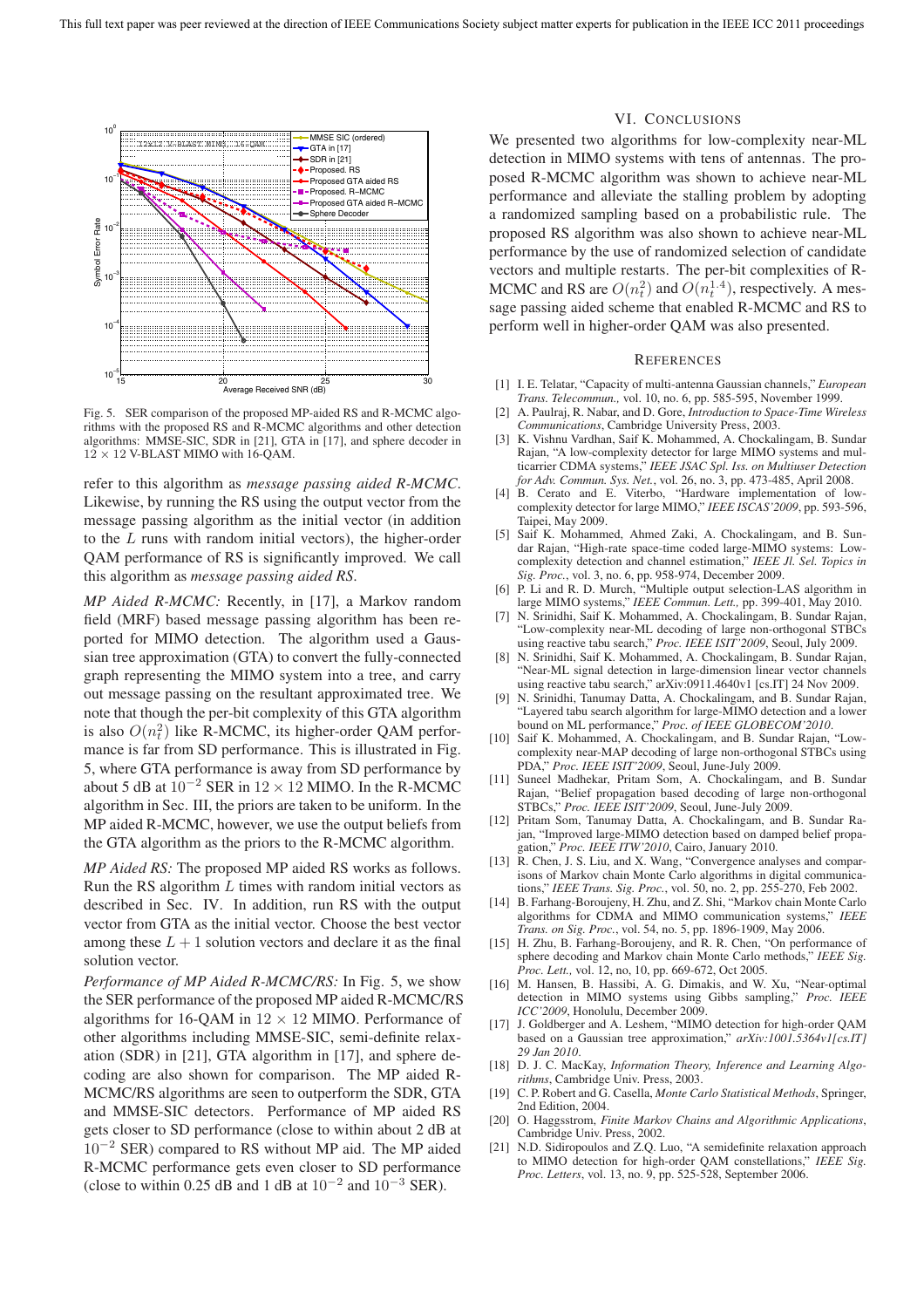10^0

10^-1

10^-2

10^-3

10^-4

10^-5

15

20

25

30

Symbol Error Rate

Average Received SNR (dB)

12x12 V-BLAST MIMO, 16-QAM

MMSE SIC (ordered)

GTA in [17]

SDR in [21]

Proposed. RS

Proposed GTA aided RS

Proposed. R–MCMC

Proposed GTA aided R–MCMC

Sphere Decoder

Fig. 5. SER comparison of the proposed MP-aided RS and R-MCMC algorithms with the proposed RS and R-MCMC algorithms and other detection algorithms: MMSE-SIC, SDR in [21], GTA in [17], and sphere decoder in $12 \times 12$ V-BLAST MIMO with 16-QAM.

refer to this algorithm as *message passing aided R-MCMC*. Likewise, by running the RS using the output vector from the message passing algorithm as the initial vector (in addition to the $L$ runs with random initial vectors), the higher-order QAM performance of RS is significantly improved. We call this algorithm as *message passing aided RS*.

*MP Aided R-MCMC:* Recently, in [17], a Markov random field (MRF) based message passing algorithm has been reported for MIMO detection. The algorithm used a Gaussian tree approximation (GTA) to convert the fully-connected graph representing the MIMO system into a tree, and carry out message passing on the resultant approximated tree. We note that though the per-bit complexity of this GTA algorithm is also $O(n_t^2)$ like R-MCMC, its higher-order QAM performance is far from SD performance. This is illustrated in Fig. 5, where GTA performance is away from SD performance by about 5 dB at $10^{-2}$ SER in $12 \times 12$ MIMO. In the R-MCMC algorithm in Sec. III, the priors are taken to be uniform. In the MP aided R-MCMC, however, we use the output beliefs from the GTA algorithm as the priors to the R-MCMC algorithm.

*MP Aided RS:* The proposed MP aided RS works as follows. Run the RS algorithm $L$ times with random initial vectors as described in Sec. IV. In addition, run RS with the output vector from GTA as the initial vector. Choose the best vector among these $L+1$ solution vectors and declare it as the final solution vector.

*Performance of MP Aided R-MCMC/RS:* In Fig. 5, we show the SER performance of the proposed MP aided R-MCMC/RS algorithms for 16-QAM in $12 \times 12$ MIMO. Performance of other algorithms including MMSE-SIC, semi-definite relaxation (SDR) in [21], GTA algorithm in [17], and sphere decoding are also shown for comparison. The MP aided R-MCMC/RS algorithms are seen to outperform the SDR, GTA and MMSE-SIC detectors. Performance of MP aided RS gets closer to SD performance (close to within about 2 dB at $10^{-2}$ SER) compared to RS without MP aid. The MP aided R-MCMC performance gets even closer to SD performance (close to within 0.25 dB and 1 dB at $10^{-2}$ and $10^{-3}$ SER).

## VI. Conclusions

We presented two algorithms for low-complexity near-ML detection in MIMO systems with tens of antennas. The proposed R-MCMC algorithm was shown to achieve near-ML performance and alleviate the stalling problem by adopting a randomized sampling based on a probabilistic rule. The proposed RS algorithm was also shown to achieve near-ML performance by the use of randomized selection of candidate vectors and multiple restarts. The per-bit complexities of R-MCMC and RS are $O(n_t^2)$ and $O(n_t^{1.4})$, respectively. A message passing aided scheme that enabled R-MCMC and RS to perform well in higher-order QAM was also presented.

## References

[1] I. E. Telatar, "Capacity of multi-antenna Gaussian channels," *European Trans. Telecommun.*, vol. 10, no. 6, pp. 585-595, November 1999.

[2] A. Paulraj, R. Nabar, and D. Gore, *Introduction to Space-Time Wireless Communications*, Cambridge University Press, 2003.

[3] K. Vishnu Vardhan, Saif K. Mohammed, A. Chockalingam, B. Sundar Rajan, "A low-complexity detector for large MIMO systems and multicarrier CDMA systems," *IEEE JSAC Spl. Iss. on Multiuser Detection for Adv. Commun. Sys. Net.*, vol. 26, no. 3, pp. 473-485, April 2008.

[4] B. Cerato and E. Viterbo, "Hardware implementation of low-complexity detector for large MIMO," *IEEE ISCAS'2009*, pp. 593-596, Taipei, May 2009.

[5] Saif K. Mohammed, Ahmed Zaki, A. Chockalingam, and B. Sundar Rajan, "High-rate space-time coded large-MIMO systems: Low-complexity detection and channel estimation," *IEEE Jl. Sel. Topics in Sig. Proc.*, vol. 3, no. 6, pp. 958-974, December 2009.

[6] P. Li and R. D. Murch, "Multiple output selection-LAS algorithm in large MIMO systems," *IEEE Commun. Lett.*, pp. 399-401, May 2010.

[7] N. Srinidhi, Saif K. Mohammed, A. Chockalingam, B. Sundar Rajan, "Low-complexity near-ML decoding of large non-orthogonal STBCs using reactive tabu search," *Proc. IEEE ISIT'2009*, Seoul, July 2009.

[8] N. Srinidhi, Saif K. Mohammed, A. Chockalingam, B. Sundar Rajan, "Near-ML signal detection in large-dimension linear vector channels using reactive tabu search," arXiv:0911.4640v1 [cs.IT] 24 Nov 2009.

[9] N. Srinidhi, Tanumay Datta, A. Chockalingam, and B. Sundar Rajan, "Layered tabu search algorithm for large-MIMO detection and a lower bound on ML performance," *Proc. of IEEE GLOBECOM'2010*.

[10] Saif K. Mohammed, A. Chockalingam, and B. Sundar Rajan, "Low-complexity near-MAP decoding of large non-orthogonal STBCs using PDA," *Proc. IEEE ISIT'2009*, Seoul, June-July 2009.

[11] Suneel Madhekar, Pritam Som, A. Chockalingam, and B. Sundar Rajan, "Belief propagation based decoding of large non-orthogonal STBCs," *Proc. IEEE ISIT'2009*, Seoul, June-July 2009.

[12] Pritam Som, Tanumay Datta, A. Chockalingam, and B. Sundar Rajan, "Improved large-MIMO detection based on damped belief propagation," *Proc. IEEE ITW'2010*, Cairo, January 2010.

[13] R. Chen, J. S. Liu, and X. Wang, "Convergence analyses and comparisons of Markov chain Monte Carlo algorithms in digital communications," *IEEE Trans. Sig. Proc.*, vol. 50, no. 2, pp. 255-270, Feb 2002.

[14] B. Farhang-Boroujeny, H. Zhu, and Z. Shi, "Markov chain Monte Carlo algorithms for CDMA and MIMO communication systems," *IEEE Trans. on Sig. Proc.*, vol. 54, no. 5, pp. 1896-1909, May 2006.

[15] H. Zhu, B. Farhang-Boroujeny, and R. R. Chen, "On performance of sphere decoding and Markov chain Monte Carlo methods," *IEEE Sig. Proc. Lett.*, vol. 12, no, 10, pp. 669-672, Oct 2005.

[16] M. Hansen, B. Hassibi, A. G. Dimakis, and W. Xu, "Near-optimal detection in MIMO systems using Gibbs sampling," *Proc. IEEE ICC'2009*, Honolulu, December 2009.

[17] J. Goldberger and A. Leshem, "MIMO detection for high-order QAM based on a Gaussian tree approximation," *arXiv:1001.5364v1[cs.IT] 29 Jan 2010*.

[18] D. J. C. MacKay, *Information Theory, Inference and Learning Algorithms*, Cambridge Univ. Press, 2003.

[19] C. P. Robert and G. Casella, *Monte Carlo Statistical Methods*, Springer, 2nd Edition, 2004.

[20] O. Haggstrom, *Finite Markov Chains and Algorithmic Applications*, Cambridge Univ. Press, 2002.

[21] N.D. Sidiropoulos and Z.Q. Luo, "A semidefinite relaxation approach to MIMO detection for high-order QAM constellations," *IEEE Sig. Proc. Letters*, vol. 13, no. 9, pp. 525-528, September 2006.